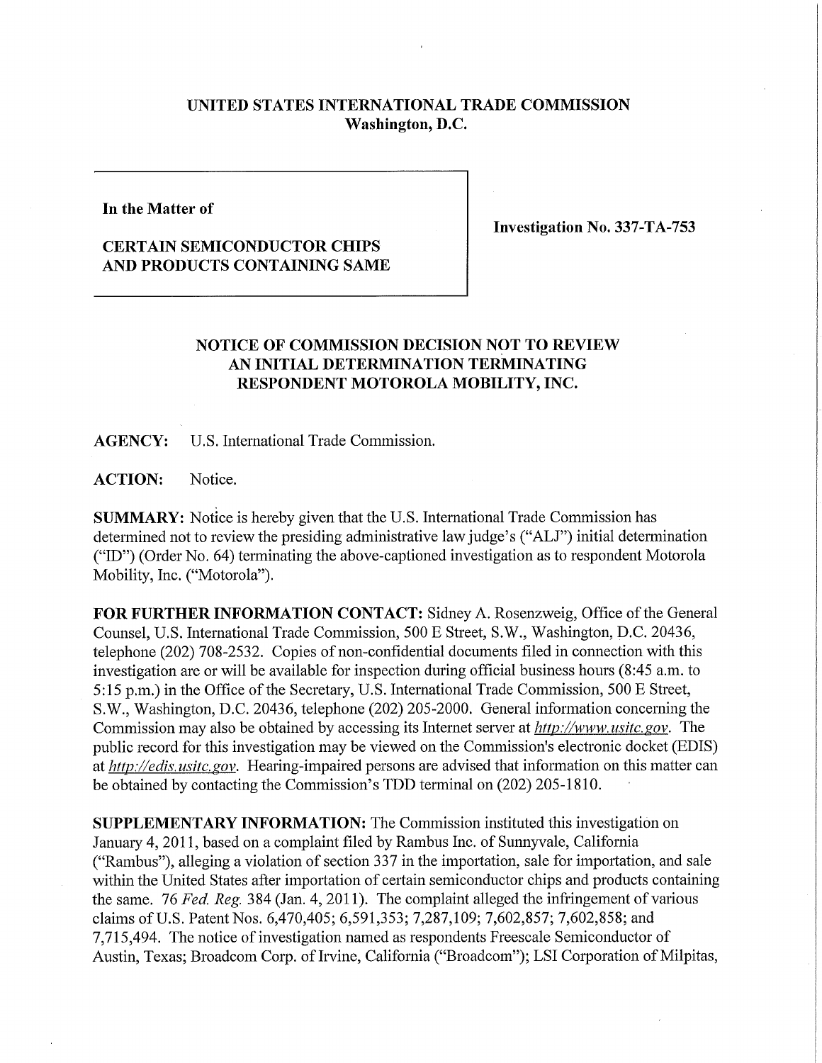**UNITED STATES INTERNATIONAL TRADE COMMISSION**
**Washington, D.C.**

**In the Matter of**

**CERTAIN SEMICONDUCTOR CHIPS AND PRODUCTS CONTAINING SAME**

**Investigation No. 337-TA-753**

## NOTICE OF COMMISSION DECISION NOT TO REVIEW AN INITIAL DETERMINATION TERMINATING RESPONDENT MOTOROLA MOBILITY, INC.

**AGENCY:** U.S. International Trade Commission.

**ACTION:** Notice.

**SUMMARY:** Notice is hereby given that the U.S. International Trade Commission has determined not to review the presiding administrative law judge's ("ALJ") initial determination ("ID") (Order No. 64) terminating the above-captioned investigation as to respondent Motorola Mobility, Inc. ("Motorola").

**FOR FURTHER INFORMATION CONTACT:** Sidney A. Rosenzweig, Office of the General Counsel, U.S. International Trade Commission, 500 E Street, S.W., Washington, D.C. 20436, telephone (202) 708-2532. Copies of non-confidential documents filed in connection with this investigation are or will be available for inspection during official business hours (8:45 a.m. to 5:15 p.m.) in the Office of the Secretary, U.S. International Trade Commission, 500 E Street, S.W., Washington, D.C. 20436, telephone (202) 205-2000. General information concerning the Commission may also be obtained by accessing its Internet server at *http://www.usitc.gov*. The public record for this investigation may be viewed on the Commission's electronic docket (EDIS) at *http://edis.usitc.gov*. Hearing-impaired persons are advised that information on this matter can be obtained by contacting the Commission's TDD terminal on (202) 205-1810.

**SUPPLEMENTARY INFORMATION:** The Commission instituted this investigation on January 4, 2011, based on a complaint filed by Rambus Inc. of Sunnyvale, California ("Rambus"), alleging a violation of section 337 in the importation, sale for importation, and sale within the United States after importation of certain semiconductor chips and products containing the same. 76 *Fed. Reg.* 384 (Jan. 4, 2011). The complaint alleged the infringement of various claims of U.S. Patent Nos. 6,470,405; 6,591,353; 7,287,109; 7,602,857; 7,602,858; and 7,715,494. The notice of investigation named as respondents Freescale Semiconductor of Austin, Texas; Broadcom Corp. of Irvine, California ("Broadcom"); LSI Corporation of Milpitas,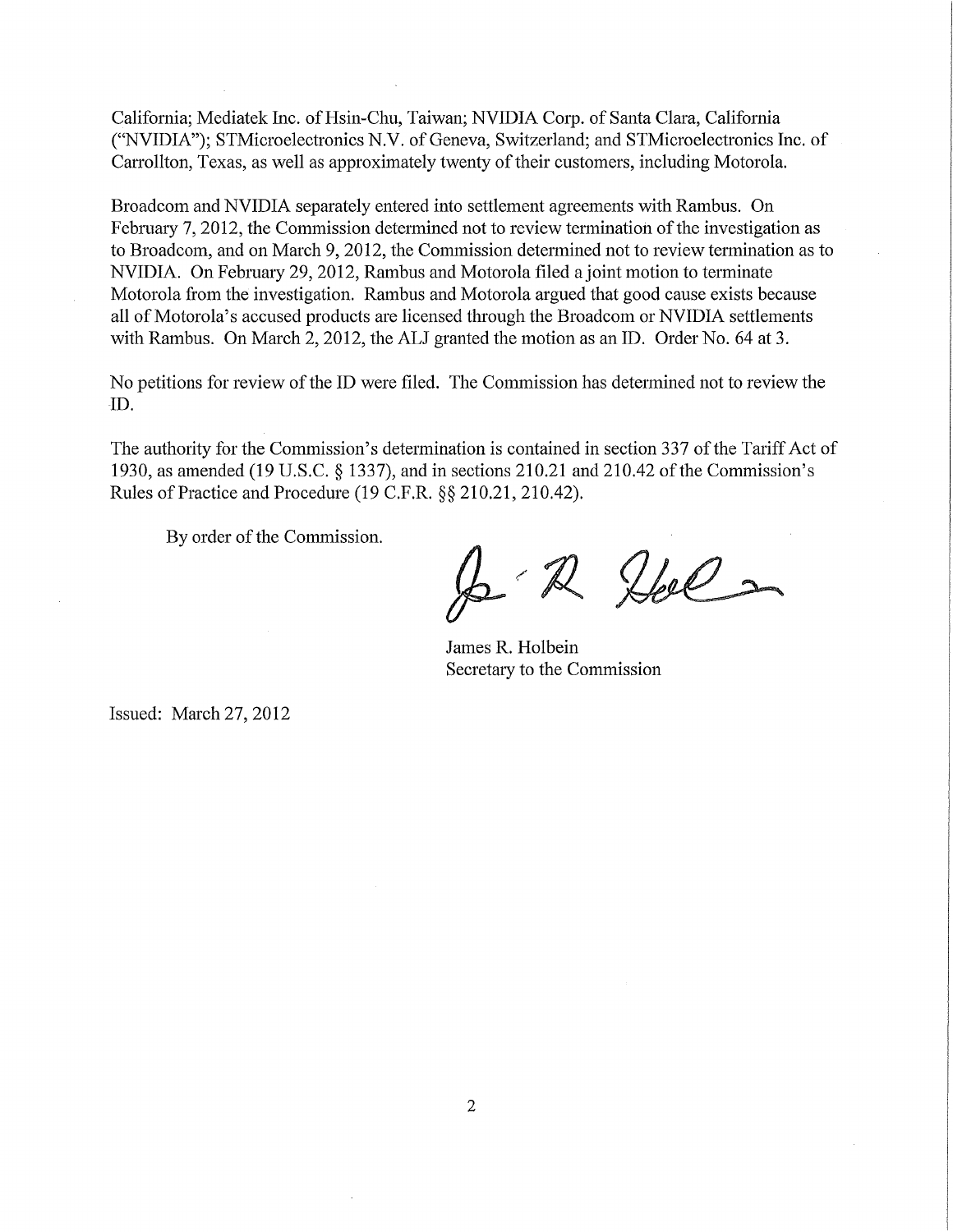California; Mediatek Inc. of Hsin-Chu, Taiwan; NVIDIA Corp. of Santa Clara, California ("NVIDIA"); STMicroelectronics N.V. of Geneva, Switzerland; and STMicroelectronics Inc. of Carrollton, Texas, as well as approximately twenty of their customers, including Motorola.

Broadcom and NVIDIA separately entered into settlement agreements with Rambus. On February 7, 2012, the Commission determined not to review termination of the investigation as to Broadcom, and on March 9, 2012, the Commission determined not to review termination as to NVIDIA. On February 29, 2012, Rambus and Motorola filed a joint motion to terminate Motorola from the investigation. Rambus and Motorola argued that good cause exists because all of Motorola's accused products are licensed through the Broadcom or NVIDIA settlements with Rambus. On March 2, 2012, the ALJ granted the motion as an ID. Order No. 64 at 3.

No petitions for review of the ID were filed. The Commission has determined not to review the ID.

The authority for the Commission's determination is contained in section 337 of the Tariff Act of 1930, as amended (19 U.S.C. § 1337), and in sections 210.21 and 210.42 of the Commission's Rules of Practice and Procedure (19 C.F.R. §§ 210.21, 210.42).

By order of the Commission.

James R. Holbein
Secretary to the Commission

Issued: March 27, 2012